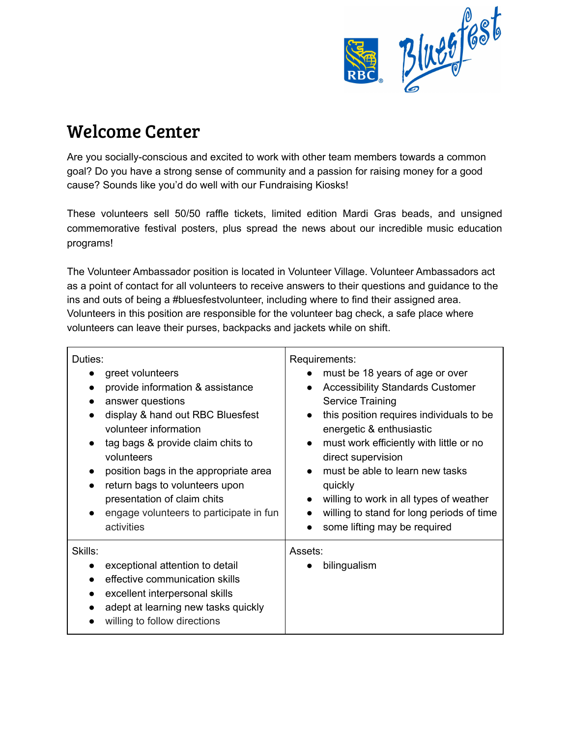# Welcome Center

Are you socially-conscious and excited to work with other team members towards a common goal? Do you have a strong sense of community and a passion for raising money for a good cause? Sounds like you'd do well with our Fundraising Kiosks!

These volunteers sell 50/50 raffle tickets, limited edition Mardi Gras beads, and unsigned commemorative festival posters, plus spread the news about our incredible music education programs!

The Volunteer Ambassador position is located in Volunteer Village. Volunteer Ambassadors act as a point of contact for all volunteers to receive answers to their questions and guidance to the ins and outs of being a #bluesfestvolunteer, including where to find their assigned area. Volunteers in this position are responsible for the volunteer bag check, a safe place where volunteers can leave their purses, backpacks and jackets while on shift.

| Duties: | Requirements: |
| --- | --- |
| • greet volunteers<br>• provide information & assistance<br>• answer questions<br>• display & hand out RBC Bluesfest volunteer information<br>• tag bags & provide claim chits to volunteers<br>• position bags in the appropriate area<br>• return bags to volunteers upon presentation of claim chits<br>• engage volunteers to participate in fun activities | • must be 18 years of age or over<br>• Accessibility Standards Customer Service Training<br>• this position requires individuals to be energetic & enthusiastic<br>• must work efficiently with little or no direct supervision<br>• must be able to learn new tasks quickly<br>• willing to work in all types of weather<br>• willing to stand for long periods of time<br>• some lifting may be required |
| **Skills:** | **Assets:** |
| • exceptional attention to detail<br>• effective communication skills<br>• excellent interpersonal skills<br>• adept at learning new tasks quickly<br>• willing to follow directions | • bilingualism |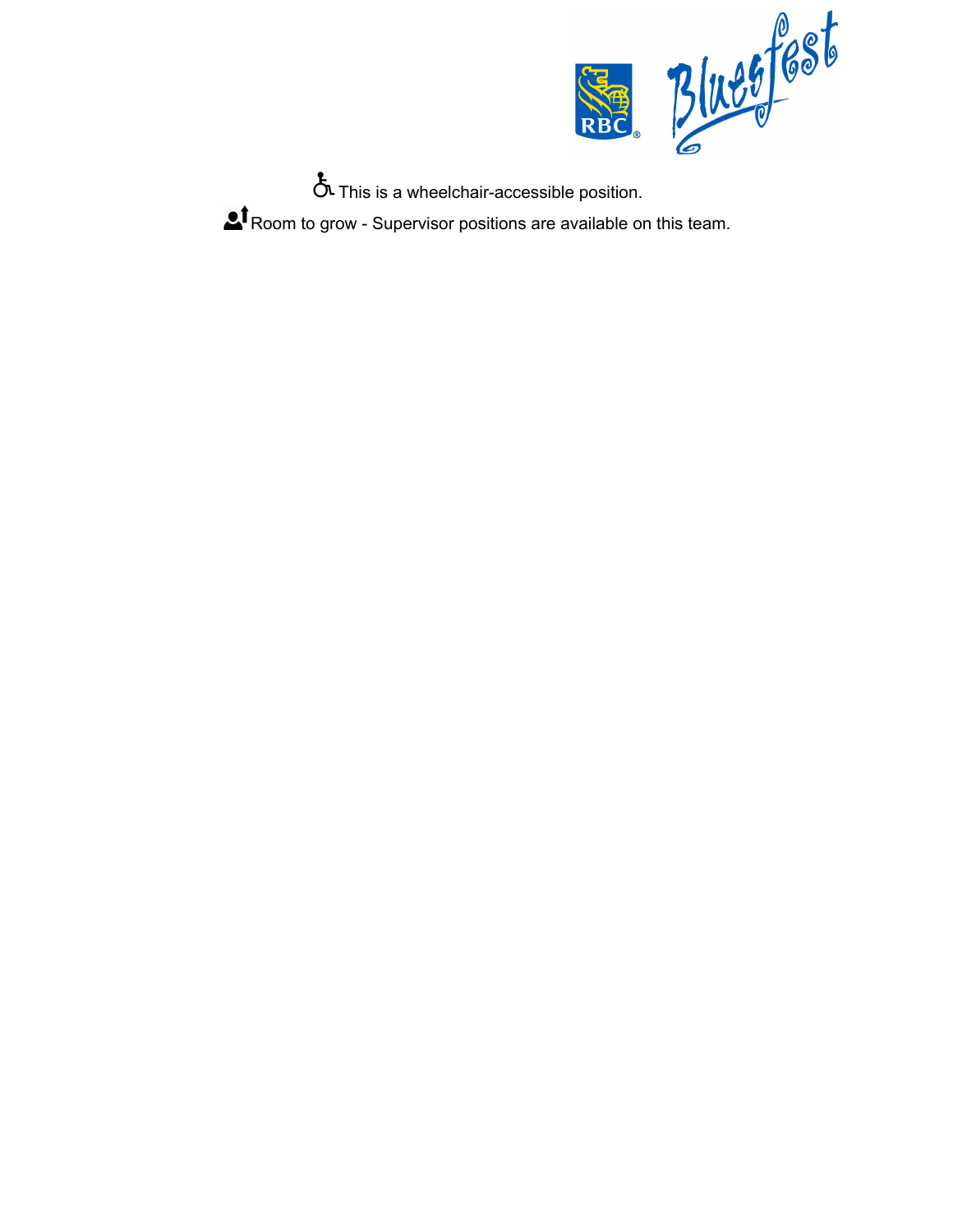This is a wheelchair-accessible position.

Room to grow - Supervisor positions are available on this team.